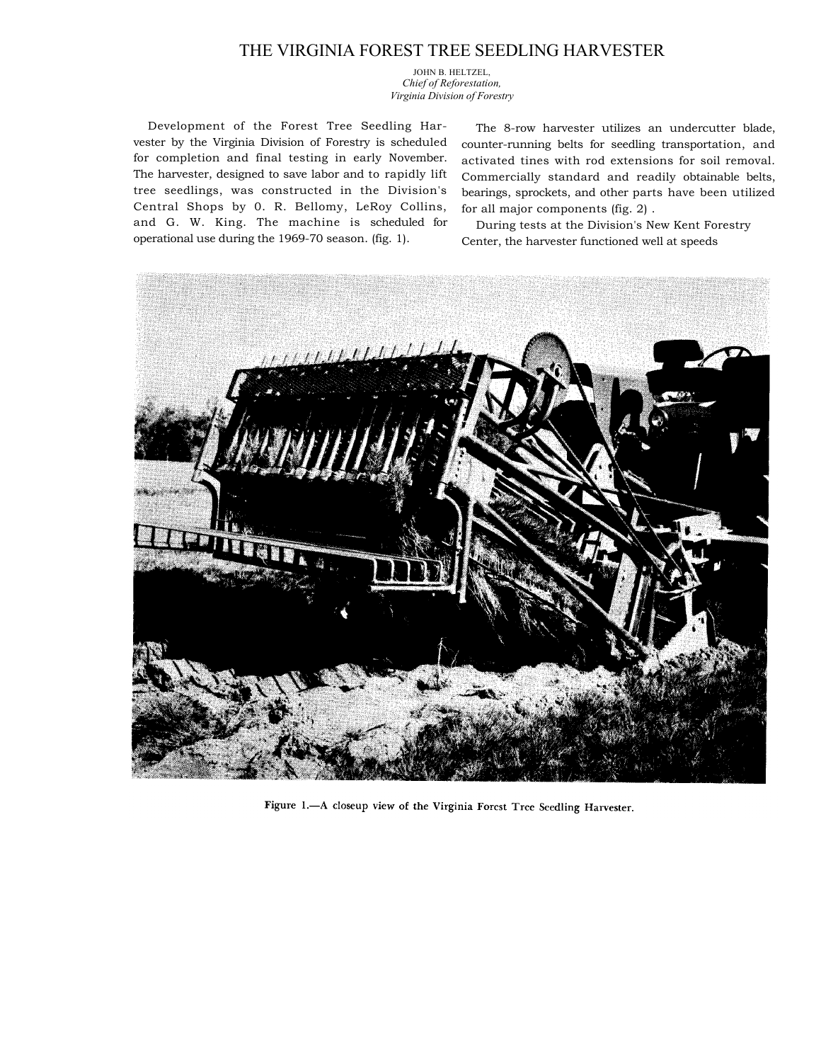# THE VIRGINIA FOREST TREE SEEDLING HARVESTER

JOHN B. HELTZEL,
*Chief of Reforestation,*
*Virginia Division of Forestry*

Development of the Forest Tree Seedling Harvester by the Virginia Division of Forestry is scheduled for completion and final testing in early November. The harvester, designed to save labor and to rapidly lift tree seedlings, was constructed in the Division's Central Shops by 0. R. Bellomy, LeRoy Collins, and G. W. King. The machine is scheduled for operational use during the 1969-70 season. (fig. 1).

The 8-row harvester utilizes an undercutter blade, counter-running belts for seedling transportation, and activated tines with rod extensions for soil removal. Commercially standard and readily obtainable belts, bearings, sprockets, and other parts have been utilized for all major components (fig. 2) .

During tests at the Division's New Kent Forestry Center, the harvester functioned well at speeds

Figure 1.—A closeup view of the Virginia Forest Tree Seedling Harvester.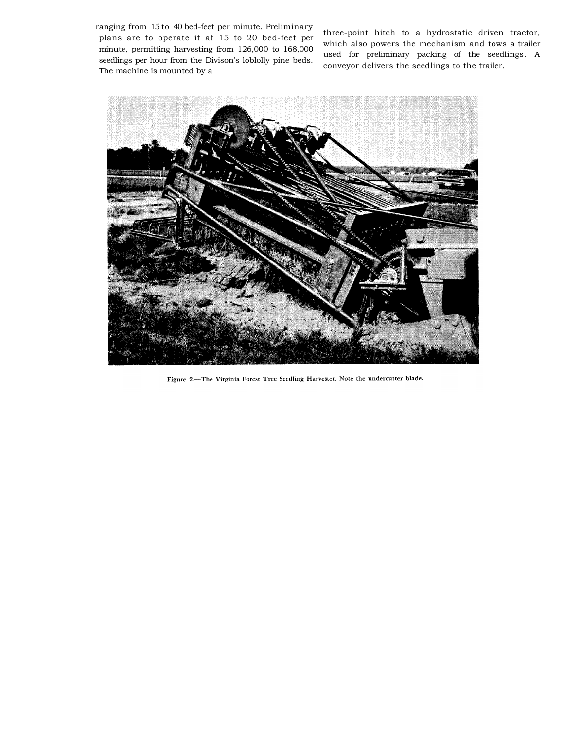ranging from 15 to 40 bed-feet per minute. Preliminary plans are to operate it at 15 to 20 bed-feet per minute, permitting harvesting from 126,000 to 168,000 seedlings per hour from the Divison's loblolly pine beds. The machine is mounted by a three-point hitch to a hydrostatic driven tractor, which also powers the mechanism and tows a trailer used for preliminary packing of the seedlings. A conveyor delivers the seedlings to the trailer.

Figure 2.—The Virginia Forest Tree Seedling Harvester. Note the undercutter blade.